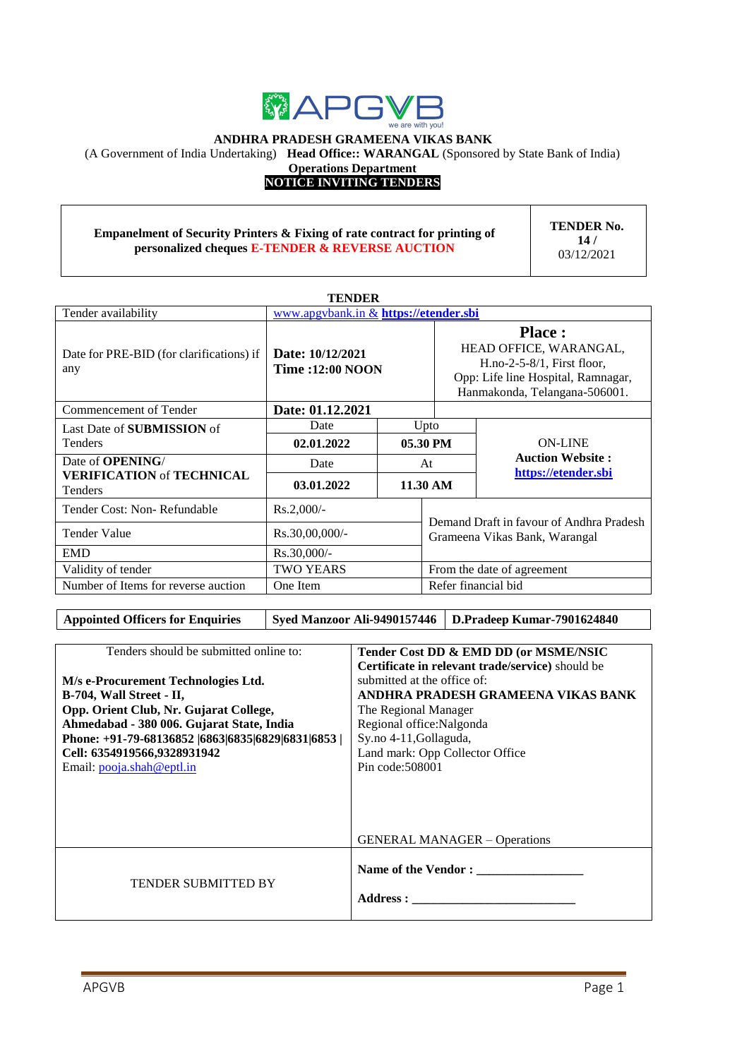APGVB
we are with you!

**ANDHRA PRADESH GRAMEENA VIKAS BANK**

(A Government of India Undertaking) **Head Office:: WARANGAL** (Sponsored by State Bank of India)

**Operations Department**

**NOTICE INVITING TENDERS**

| **Empanelment of Security Printers & Fixing of rate contract for printing of personalized cheques E-TENDER & REVERSE AUCTION** | **TENDER No. 14 /** 03/12/2021 |
|---|---|

**TENDER**

| | | | |
|---|---|---|---|
| Tender availability | www.apgvbank.in & **https://etender.sbi** | | |
| Date for PRE-BID (for clarifications) if any | **Date: 10/12/2021** **Time :12:00 NOON** | | **Place :** HEAD OFFICE, WARANGAL, H.no-2-5-8/1, First floor, Opp: Life line Hospital, Ramnagar, Hanmakonda, Telangana-506001. |
| Commencement of Tender | **Date: 01.12.2021** | | |
| Last Date of **SUBMISSION** of Tenders | Date: **02.01.2022** | Upto: **05.30 PM** | ON-LINE **Auction Website : https://etender.sbi** |
| Date of **OPENING**/ **VERIFICATION** of **TECHNICAL** Tenders | Date: **03.01.2022** | At: **11.30 AM** | |
| Tender Cost: Non- Refundable | Rs.2,000/- | | Demand Draft in favour of Andhra Pradesh Grameena Vikas Bank, Warangal |
| Tender Value | Rs.30,00,000/- | | |
| EMD | Rs.30,000/- | | |
| Validity of tender | TWO YEARS | | From the date of agreement |
| Number of Items for reverse auction | One Item | | Refer financial bid |

| **Appointed Officers for Enquiries** | **Syed Manzoor Ali-9490157446** | **D.Pradeep Kumar-7901624840** |
|---|---|---|

| Tenders should be submitted online to: | **Tender Cost DD & EMD DD (or MSME/NSIC Certificate in relevant trade/service)** should be submitted at the office of: |
|---|---|
| **M/s e-Procurement Technologies Ltd.** **B-704, Wall Street - II,** **Opp. Orient Club, Nr. Gujarat College,** **Ahmedabad - 380 006. Gujarat State, India** **Phone: +91-79-68136852 \|6863\|6835\|6829\|6831\|6853 \|** **Cell: 6354919566,9328931942** Email: pooja.shah@eptl.in | **ANDHRA PRADESH GRAMEENA VIKAS BANK** The Regional Manager Regional office:Nalgonda Sy.no 4-11,Gollaguda, Land mark: Opp Collector Office Pin code:508001 GENERAL MANAGER – Operations |
| TENDER SUBMITTED BY | **Name of the Vendor : _______________** **Address : _________________________** |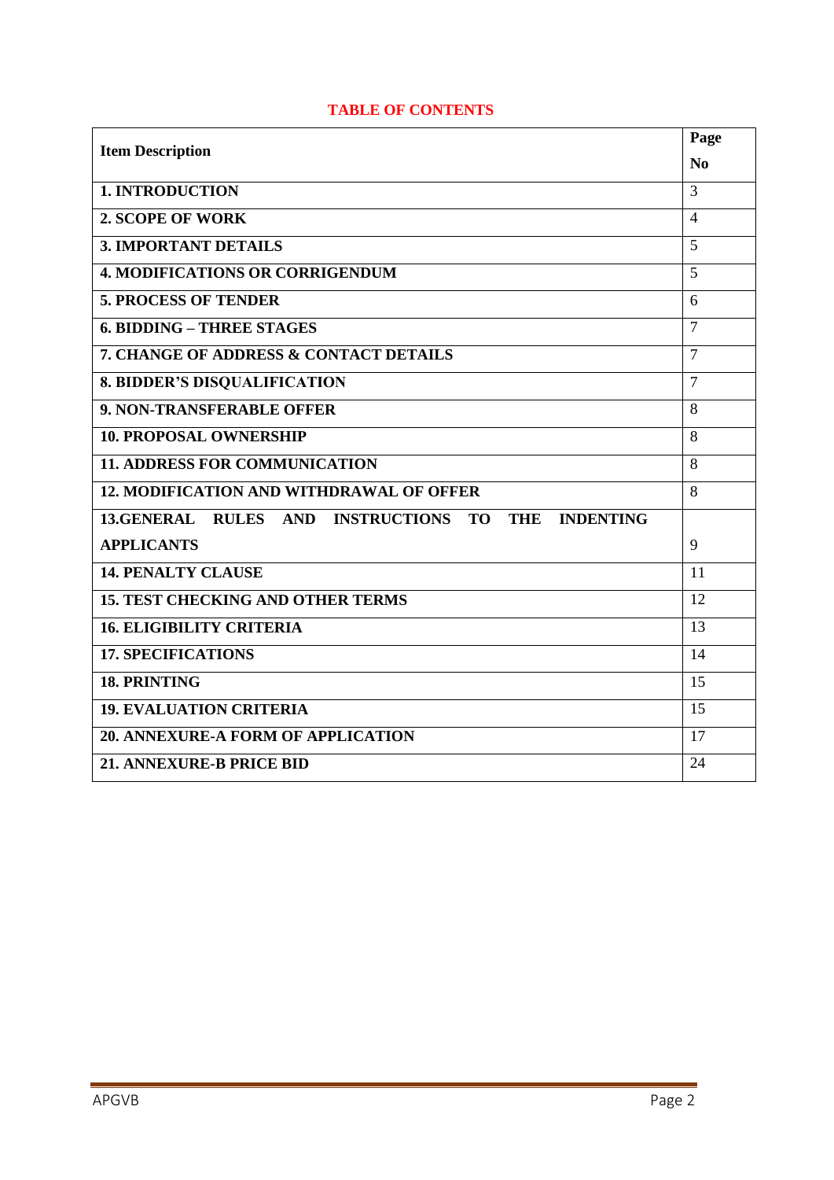**TABLE OF CONTENTS**

| Item Description | Page No |
|---|---|
| **1. INTRODUCTION** | 3 |
| **2. SCOPE OF WORK** | 4 |
| **3. IMPORTANT DETAILS** | 5 |
| **4. MODIFICATIONS OR CORRIGENDUM** | 5 |
| **5. PROCESS OF TENDER** | 6 |
| **6. BIDDING – THREE STAGES** | 7 |
| **7. CHANGE OF ADDRESS & CONTACT DETAILS** | 7 |
| **8. BIDDER'S DISQUALIFICATION** | 7 |
| **9. NON-TRANSFERABLE OFFER** | 8 |
| **10. PROPOSAL OWNERSHIP** | 8 |
| **11. ADDRESS FOR COMMUNICATION** | 8 |
| **12. MODIFICATION AND WITHDRAWAL OF OFFER** | 8 |
| **13.GENERAL RULES AND INSTRUCTIONS TO THE INDENTING APPLICANTS** | 9 |
| **14. PENALTY CLAUSE** | 11 |
| **15. TEST CHECKING AND OTHER TERMS** | 12 |
| **16. ELIGIBILITY CRITERIA** | 13 |
| **17. SPECIFICATIONS** | 14 |
| **18. PRINTING** | 15 |
| **19. EVALUATION CRITERIA** | 15 |
| **20. ANNEXURE-A FORM OF APPLICATION** | 17 |
| **21. ANNEXURE-B PRICE BID** | 24 |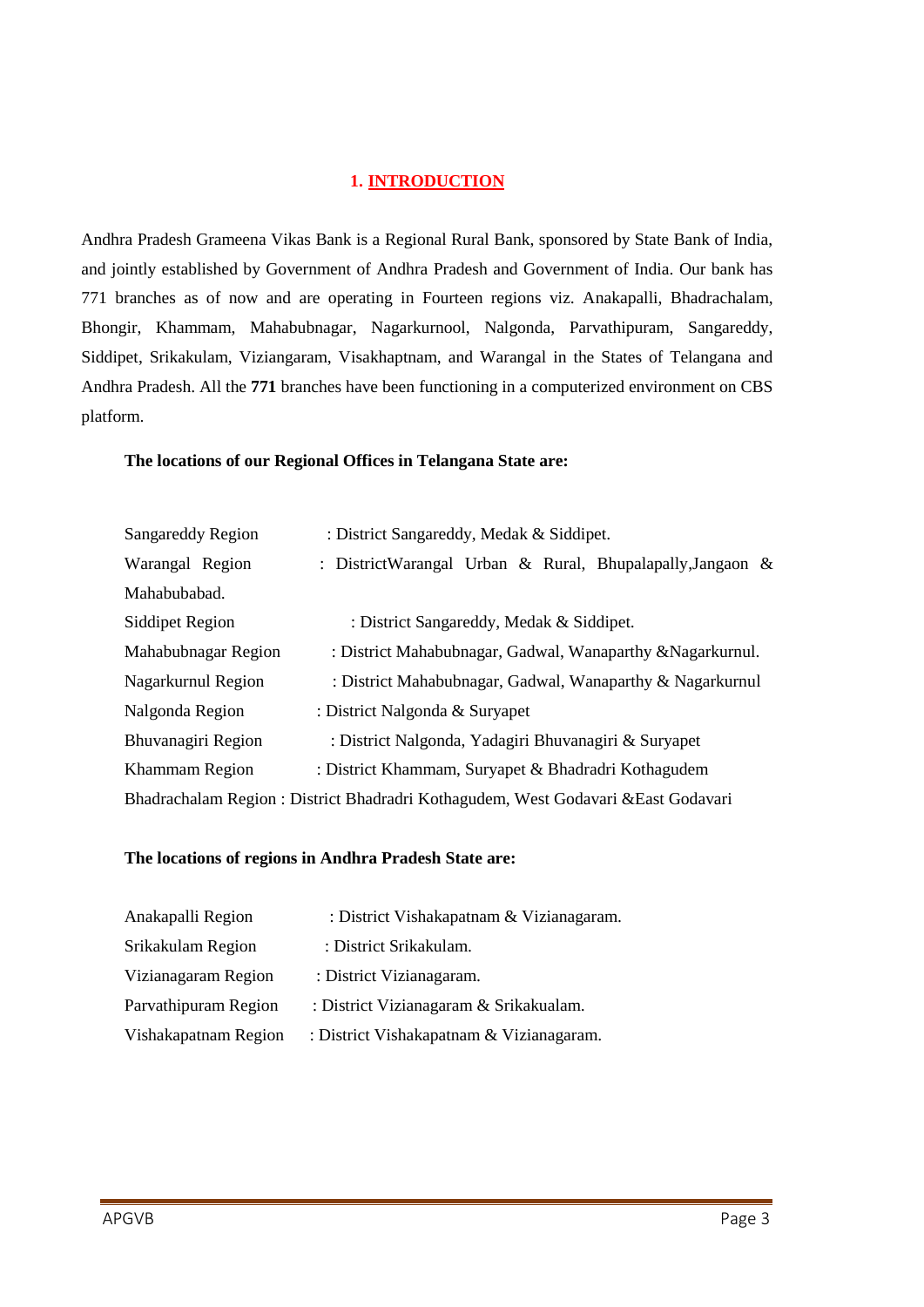# 1. INTRODUCTION

Andhra Pradesh Grameena Vikas Bank is a Regional Rural Bank, sponsored by State Bank of India, and jointly established by Government of Andhra Pradesh and Government of India. Our bank has 771 branches as of now and are operating in Fourteen regions viz. Anakapalli, Bhadrachalam, Bhongir, Khammam, Mahabubnagar, Nagarkurnool, Nalgonda, Parvathipuram, Sangareddy, Siddipet, Srikakulam, Viziangaram, Visakhaptnam, and Warangal in the States of Telangana and Andhra Pradesh. All the **771** branches have been functioning in a computerized environment on CBS platform.

**The locations of our Regional Offices in Telangana State are:**

Sangareddy Region : District Sangareddy, Medak & Siddipet.
Warangal Region : DistrictWarangal Urban & Rural, Bhupalapally,Jangaon & Mahabubabad.
Siddipet Region : District Sangareddy, Medak & Siddipet.
Mahabubnagar Region : District Mahabubnagar, Gadwal, Wanaparthy &Nagarkurnul.
Nagarkurnul Region : District Mahabubnagar, Gadwal, Wanaparthy & Nagarkurnul
Nalgonda Region : District Nalgonda & Suryapet
Bhuvanagiri Region : District Nalgonda, Yadagiri Bhuvanagiri & Suryapet
Khammam Region : District Khammam, Suryapet & Bhadradri Kothagudem
Bhadrachalam Region : District Bhadradri Kothagudem, West Godavari &East Godavari

**The locations of regions in Andhra Pradesh State are:**

Anakapalli Region : District Vishakapatnam & Vizianagaram.
Srikakulam Region : District Srikakulam.
Vizianagaram Region : District Vizianagaram.
Parvathipuram Region : District Vizianagaram & Srikakualam.
Vishakapatnam Region : District Vishakapatnam & Vizianagaram.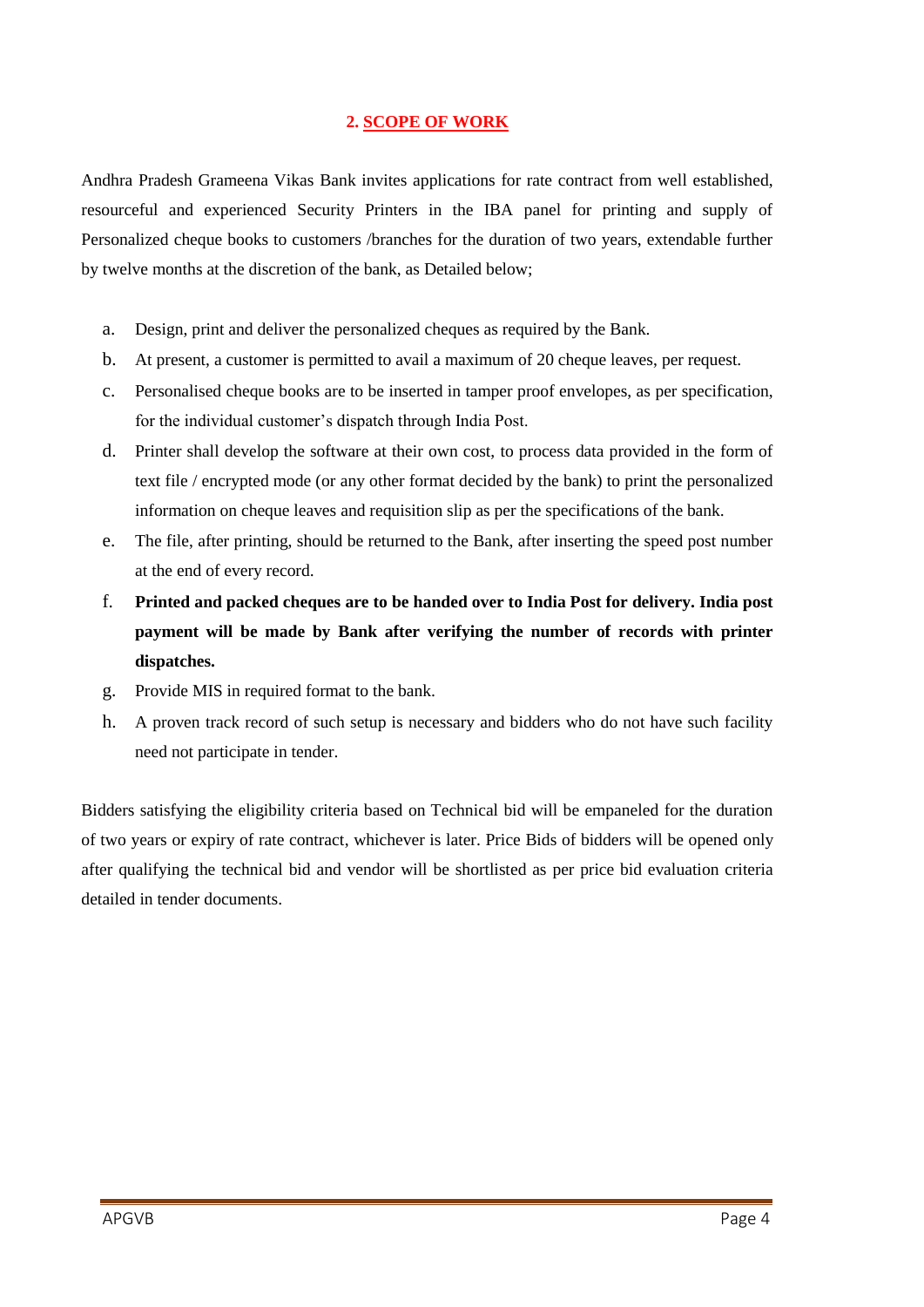## 2. SCOPE OF WORK

Andhra Pradesh Grameena Vikas Bank invites applications for rate contract from well established, resourceful and experienced Security Printers in the IBA panel for printing and supply of Personalized cheque books to customers /branches for the duration of two years, extendable further by twelve months at the discretion of the bank, as Detailed below;

a. Design, print and deliver the personalized cheques as required by the Bank.
b. At present, a customer is permitted to avail a maximum of 20 cheque leaves, per request.
c. Personalised cheque books are to be inserted in tamper proof envelopes, as per specification, for the individual customer's dispatch through India Post.
d. Printer shall develop the software at their own cost, to process data provided in the form of text file / encrypted mode (or any other format decided by the bank) to print the personalized information on cheque leaves and requisition slip as per the specifications of the bank.
e. The file, after printing, should be returned to the Bank, after inserting the speed post number at the end of every record.
f. **Printed and packed cheques are to be handed over to India Post for delivery. India post payment will be made by Bank after verifying the number of records with printer dispatches.**
g. Provide MIS in required format to the bank.
h. A proven track record of such setup is necessary and bidders who do not have such facility need not participate in tender.

Bidders satisfying the eligibility criteria based on Technical bid will be empaneled for the duration of two years or expiry of rate contract, whichever is later. Price Bids of bidders will be opened only after qualifying the technical bid and vendor will be shortlisted as per price bid evaluation criteria detailed in tender documents.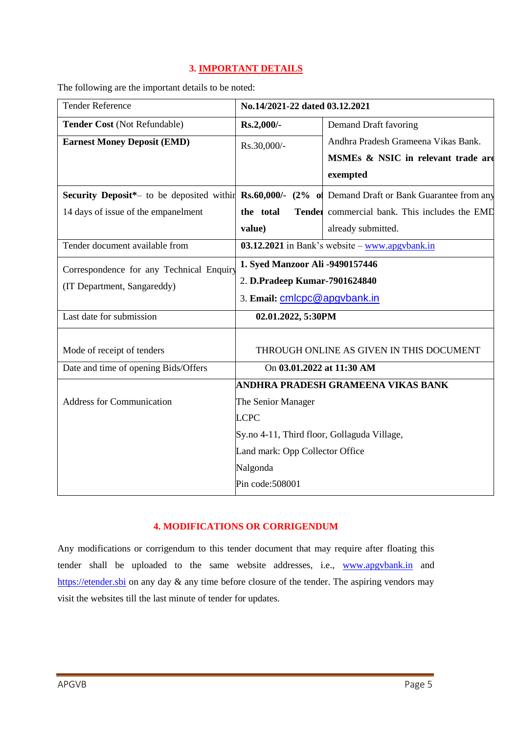## 3. IMPORTANT DETAILS

The following are the important details to be noted:

| | | |
|---|---|---|
| Tender Reference | **No.14/2021-22 dated 03.12.2021** | |
| **Tender Cost** (Not Refundable) | **Rs.2,000/-** | Demand Draft favoring Andhra Pradesh Grameena Vikas Bank. **MSMEs & NSIC in relevant trade are exempted** |
| **Earnest Money Deposit (EMD)** | Rs.30,000/- | |
| **Security Deposit***– to be deposited within 14 days of issue of the empanelment | **Rs.60,000/- (2% of the total Tender value)** | Demand Draft or Bank Guarantee from any commercial bank. This includes the EMD already submitted. |
| Tender document available from | **03.12.2021** in Bank's website – www.apgvbank.in | |
| Correspondence for any Technical Enquiry (IT Department, Sangareddy) | 1. **Syed Manzoor Ali -9490157446**<br>2. **D.Pradeep Kumar-7901624840**<br>3. **Email:** cmlcpc@apgvbank.in | |
| Last date for submission | **02.01.2022, 5:30PM** | |
| Mode of receipt of tenders | THROUGH ONLINE AS GIVEN IN THIS DOCUMENT | |
| Date and time of opening Bids/Offers | On **03.01.2022 at 11:30 AM** | |
| Address for Communication | **ANDHRA PRADESH GRAMEENA VIKAS BANK**<br>The Senior Manager<br>LCPC<br>Sy.no 4-11, Third floor, Gollaguda Village,<br>Land mark: Opp Collector Office<br>Nalgonda<br>Pin code:508001 | |

## 4. MODIFICATIONS OR CORRIGENDUM

Any modifications or corrigendum to this tender document that may require after floating this tender shall be uploaded to the same website addresses, i.e., www.apgvbank.in and https://etender.sbi on any day & any time before closure of the tender. The aspiring vendors may visit the websites till the last minute of tender for updates.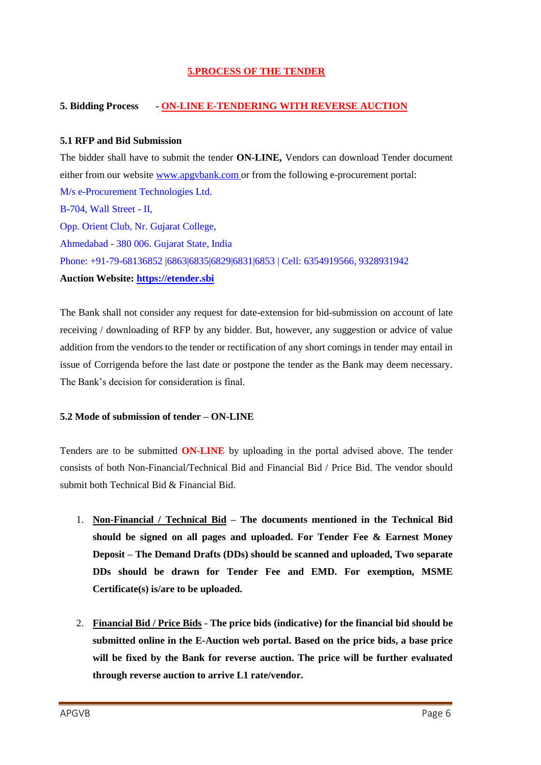## 5.PROCESS OF THE TENDER

**5. Bidding Process - ON-LINE E-TENDERING WITH REVERSE AUCTION**

**5.1 RFP and Bid Submission**

The bidder shall have to submit the tender **ON-LINE,** Vendors can download Tender document either from our website www.apgvbank.com or from the following e-procurement portal:

M/s e-Procurement Technologies Ltd.
B-704, Wall Street - II,
Opp. Orient Club, Nr. Gujarat College,
Ahmedabad - 380 006. Gujarat State, India
Phone: +91-79-68136852 |6863|6835|6829|6831|6853 | Cell: 6354919566, 9328931942

**Auction Website: https://etender.sbi**

The Bank shall not consider any request for date-extension for bid-submission on account of late receiving / downloading of RFP by any bidder. But, however, any suggestion or advice of value addition from the vendors to the tender or rectification of any short comings in tender may entail in issue of Corrigenda before the last date or postpone the tender as the Bank may deem necessary. The Bank's decision for consideration is final.

**5.2 Mode of submission of tender – ON-LINE**

Tenders are to be submitted **ON-LINE** by uploading in the portal advised above. The tender consists of both Non-Financial/Technical Bid and Financial Bid / Price Bid. The vendor should submit both Technical Bid & Financial Bid.

1. **Non-Financial / Technical Bid – The documents mentioned in the Technical Bid should be signed on all pages and uploaded. For Tender Fee & Earnest Money Deposit – The Demand Drafts (DDs) should be scanned and uploaded, Two separate DDs should be drawn for Tender Fee and EMD. For exemption, MSME Certificate(s) is/are to be uploaded.**

2. **Financial Bid / Price Bids - The price bids (indicative) for the financial bid should be submitted online in the E-Auction web portal. Based on the price bids, a base price will be fixed by the Bank for reverse auction. The price will be further evaluated through reverse auction to arrive L1 rate/vendor.**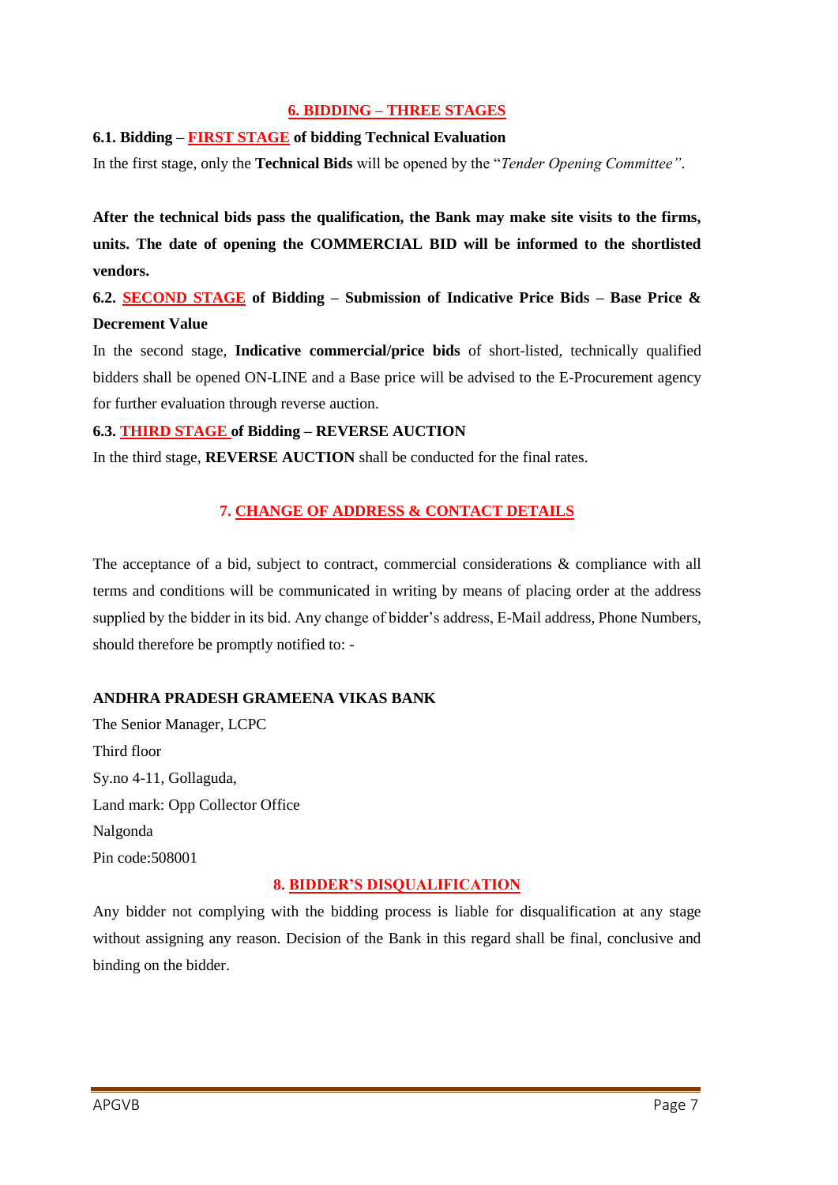## 6. BIDDING – THREE STAGES

**6.1. Bidding – FIRST STAGE of bidding Technical Evaluation**

In the first stage, only the **Technical Bids** will be opened by the "*Tender Opening Committee"*.

**After the technical bids pass the qualification, the Bank may make site visits to the firms, units. The date of opening the COMMERCIAL BID will be informed to the shortlisted vendors.**

**6.2. SECOND STAGE of Bidding – Submission of Indicative Price Bids – Base Price & Decrement Value**

In the second stage, **Indicative commercial/price bids** of short-listed, technically qualified bidders shall be opened ON-LINE and a Base price will be advised to the E-Procurement agency for further evaluation through reverse auction.

**6.3. THIRD STAGE of Bidding – REVERSE AUCTION**

In the third stage, **REVERSE AUCTION** shall be conducted for the final rates.

## 7. CHANGE OF ADDRESS & CONTACT DETAILS

The acceptance of a bid, subject to contract, commercial considerations & compliance with all terms and conditions will be communicated in writing by means of placing order at the address supplied by the bidder in its bid. Any change of bidder's address, E-Mail address, Phone Numbers, should therefore be promptly notified to: -

**ANDHRA PRADESH GRAMEENA VIKAS BANK**

The Senior Manager, LCPC  
Third floor  
Sy.no 4-11, Gollaguda,  
Land mark: Opp Collector Office  
Nalgonda  
Pin code:508001

## 8. BIDDER'S DISQUALIFICATION

Any bidder not complying with the bidding process is liable for disqualification at any stage without assigning any reason. Decision of the Bank in this regard shall be final, conclusive and binding on the bidder.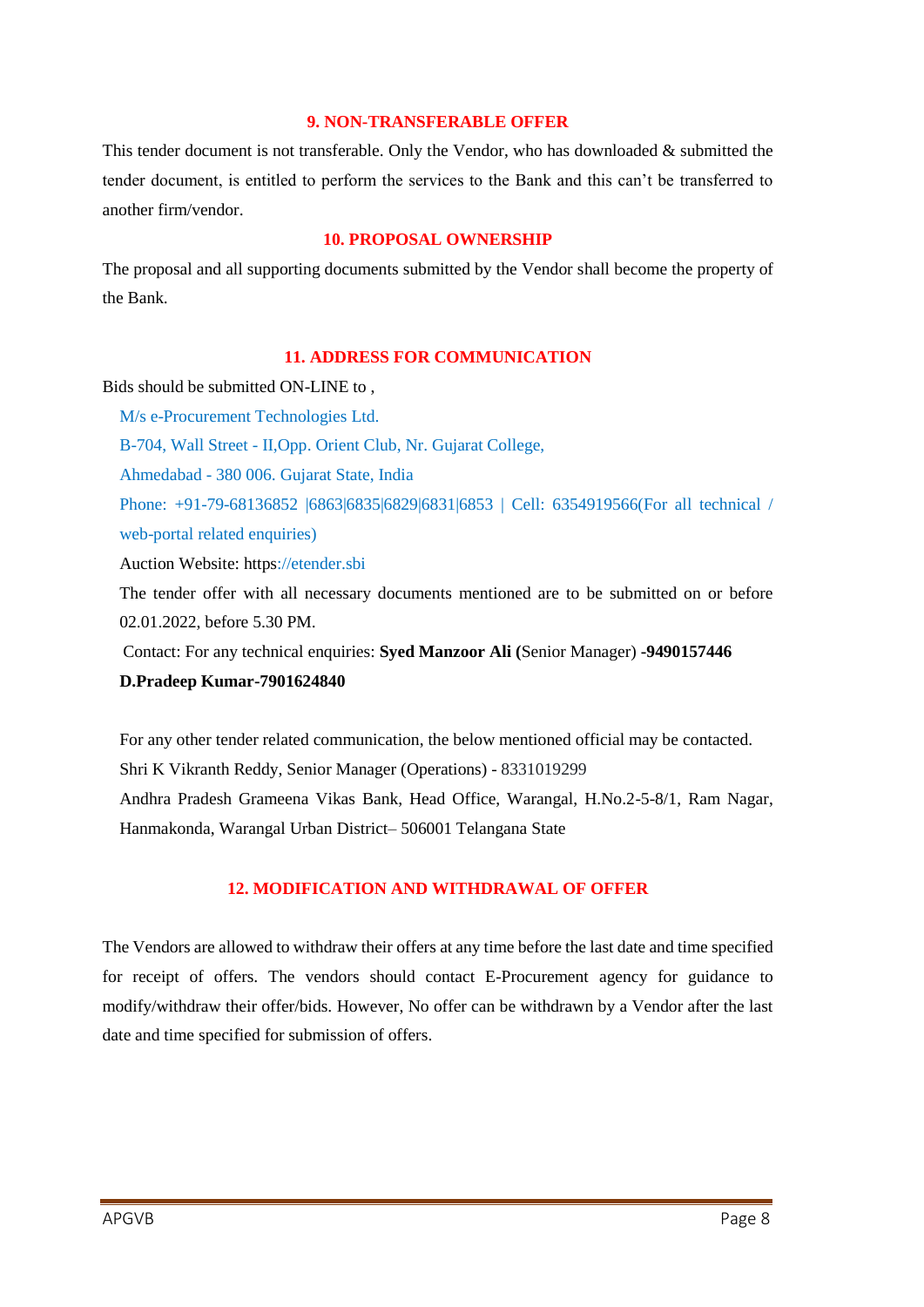### 9. NON-TRANSFERABLE OFFER

This tender document is not transferable. Only the Vendor, who has downloaded & submitted the tender document, is entitled to perform the services to the Bank and this can't be transferred to another firm/vendor.

### 10. PROPOSAL OWNERSHIP

The proposal and all supporting documents submitted by the Vendor shall become the property of the Bank.

### 11. ADDRESS FOR COMMUNICATION

Bids should be submitted ON-LINE to ,

M/s e-Procurement Technologies Ltd.
B-704, Wall Street - II,Opp. Orient Club, Nr. Gujarat College,
Ahmedabad - 380 006. Gujarat State, India
Phone: +91-79-68136852 |6863|6835|6829|6831|6853 | Cell: 6354919566(For all technical / web-portal related enquiries)

Auction Website: https://etender.sbi

The tender offer with all necessary documents mentioned are to be submitted on or before 02.01.2022, before 5.30 PM.

Contact: For any technical enquiries: **Syed Manzoor Ali (**Senior Manager) **-9490157446**
**D.Pradeep Kumar-7901624840**

For any other tender related communication, the below mentioned official may be contacted.
Shri K Vikranth Reddy, Senior Manager (Operations) - 8331019299
Andhra Pradesh Grameena Vikas Bank, Head Office, Warangal, H.No.2-5-8/1, Ram Nagar, Hanmakonda, Warangal Urban District– 506001 Telangana State

### 12. MODIFICATION AND WITHDRAWAL OF OFFER

The Vendors are allowed to withdraw their offers at any time before the last date and time specified for receipt of offers. The vendors should contact E-Procurement agency for guidance to modify/withdraw their offer/bids. However, No offer can be withdrawn by a Vendor after the last date and time specified for submission of offers.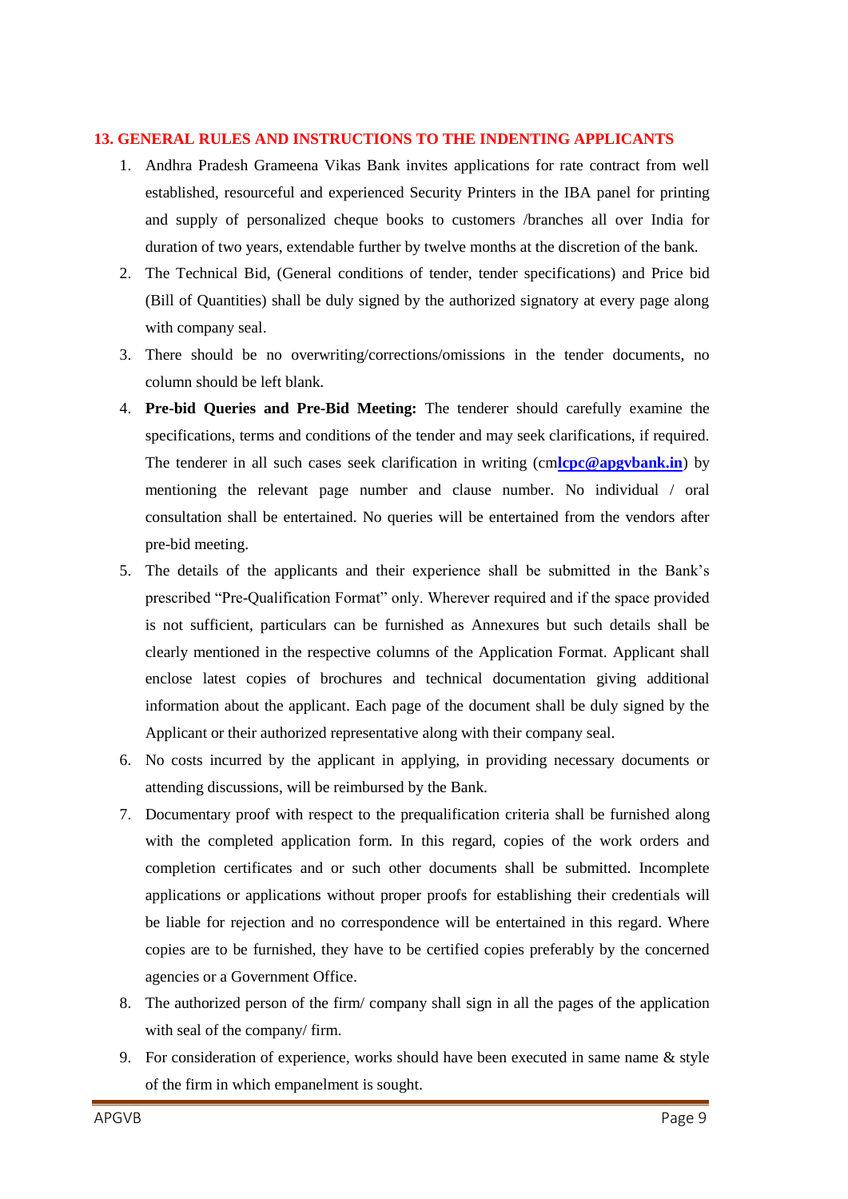## 13. GENERAL RULES AND INSTRUCTIONS TO THE INDENTING APPLICANTS

1. Andhra Pradesh Grameena Vikas Bank invites applications for rate contract from well established, resourceful and experienced Security Printers in the IBA panel for printing and supply of personalized cheque books to customers /branches all over India for duration of two years, extendable further by twelve months at the discretion of the bank.
2. The Technical Bid, (General conditions of tender, tender specifications) and Price bid (Bill of Quantities) shall be duly signed by the authorized signatory at every page along with company seal.
3. There should be no overwriting/corrections/omissions in the tender documents, no column should be left blank.
4. **Pre-bid Queries and Pre-Bid Meeting:** The tenderer should carefully examine the specifications, terms and conditions of the tender and may seek clarifications, if required. The tenderer in all such cases seek clarification in writing (cm**lcpc@apgvbank.in**) by mentioning the relevant page number and clause number. No individual / oral consultation shall be entertained. No queries will be entertained from the vendors after pre-bid meeting.
5. The details of the applicants and their experience shall be submitted in the Bank's prescribed "Pre-Qualification Format" only. Wherever required and if the space provided is not sufficient, particulars can be furnished as Annexures but such details shall be clearly mentioned in the respective columns of the Application Format. Applicant shall enclose latest copies of brochures and technical documentation giving additional information about the applicant. Each page of the document shall be duly signed by the Applicant or their authorized representative along with their company seal.
6. No costs incurred by the applicant in applying, in providing necessary documents or attending discussions, will be reimbursed by the Bank.
7. Documentary proof with respect to the prequalification criteria shall be furnished along with the completed application form. In this regard, copies of the work orders and completion certificates and or such other documents shall be submitted. Incomplete applications or applications without proper proofs for establishing their credentials will be liable for rejection and no correspondence will be entertained in this regard. Where copies are to be furnished, they have to be certified copies preferably by the concerned agencies or a Government Office.
8. The authorized person of the firm/ company shall sign in all the pages of the application with seal of the company/ firm.
9. For consideration of experience, works should have been executed in same name & style of the firm in which empanelment is sought.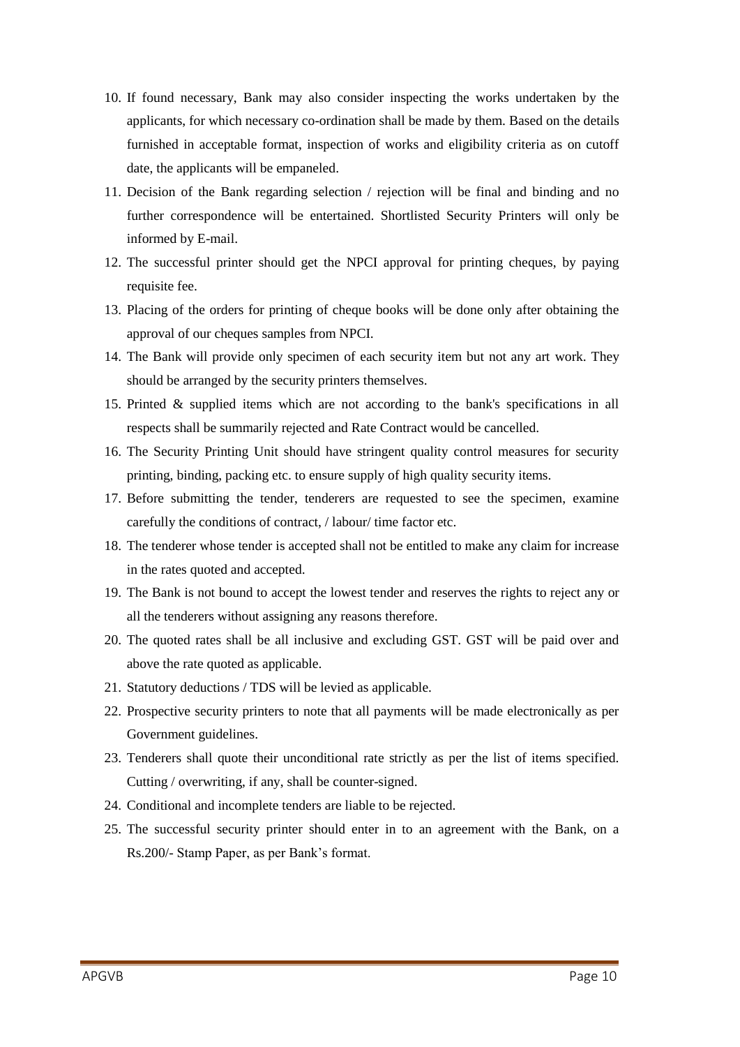10. If found necessary, Bank may also consider inspecting the works undertaken by the applicants, for which necessary co-ordination shall be made by them. Based on the details furnished in acceptable format, inspection of works and eligibility criteria as on cutoff date, the applicants will be empaneled.
11. Decision of the Bank regarding selection / rejection will be final and binding and no further correspondence will be entertained. Shortlisted Security Printers will only be informed by E-mail.
12. The successful printer should get the NPCI approval for printing cheques, by paying requisite fee.
13. Placing of the orders for printing of cheque books will be done only after obtaining the approval of our cheques samples from NPCI.
14. The Bank will provide only specimen of each security item but not any art work. They should be arranged by the security printers themselves.
15. Printed & supplied items which are not according to the bank's specifications in all respects shall be summarily rejected and Rate Contract would be cancelled.
16. The Security Printing Unit should have stringent quality control measures for security printing, binding, packing etc. to ensure supply of high quality security items.
17. Before submitting the tender, tenderers are requested to see the specimen, examine carefully the conditions of contract, / labour/ time factor etc.
18. The tenderer whose tender is accepted shall not be entitled to make any claim for increase in the rates quoted and accepted.
19. The Bank is not bound to accept the lowest tender and reserves the rights to reject any or all the tenderers without assigning any reasons therefore.
20. The quoted rates shall be all inclusive and excluding GST. GST will be paid over and above the rate quoted as applicable.
21. Statutory deductions / TDS will be levied as applicable.
22. Prospective security printers to note that all payments will be made electronically as per Government guidelines.
23. Tenderers shall quote their unconditional rate strictly as per the list of items specified. Cutting / overwriting, if any, shall be counter-signed.
24. Conditional and incomplete tenders are liable to be rejected.
25. The successful security printer should enter in to an agreement with the Bank, on a Rs.200/- Stamp Paper, as per Bank's format.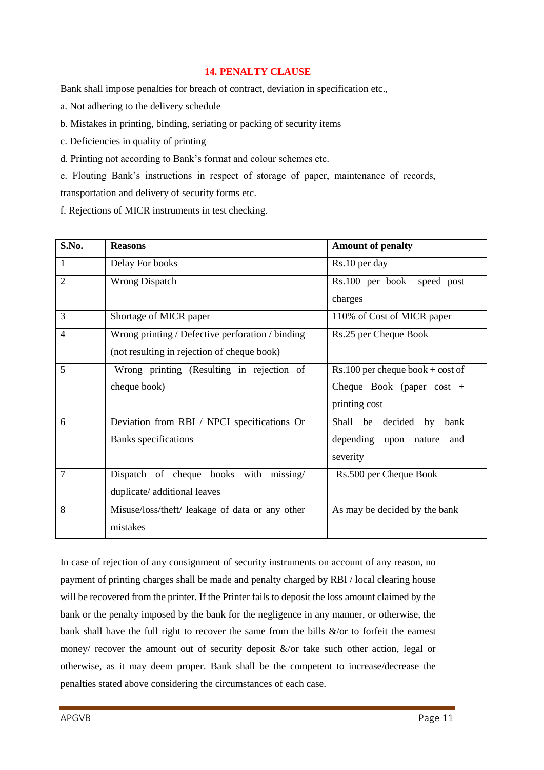## 14. PENALTY CLAUSE

Bank shall impose penalties for breach of contract, deviation in specification etc.,

a. Not adhering to the delivery schedule

b. Mistakes in printing, binding, seriating or packing of security items

c. Deficiencies in quality of printing

d. Printing not according to Bank's format and colour schemes etc.

e. Flouting Bank's instructions in respect of storage of paper, maintenance of records, transportation and delivery of security forms etc.

f. Rejections of MICR instruments in test checking.

| S.No. | Reasons | Amount of penalty |
|---|---|---|
| 1 | Delay For books | Rs.10 per day |
| 2 | Wrong Dispatch | Rs.100 per book+ speed post charges |
| 3 | Shortage of MICR paper | 110% of Cost of MICR paper |
| 4 | Wrong printing / Defective perforation / binding (not resulting in rejection of cheque book) | Rs.25 per Cheque Book |
| 5 | Wrong printing (Resulting in rejection of cheque book) | Rs.100 per cheque book + cost of Cheque Book (paper cost + printing cost |
| 6 | Deviation from RBI / NPCI specifications Or Banks specifications | Shall be decided by bank depending upon nature and severity |
| 7 | Dispatch of cheque books with missing/ duplicate/ additional leaves | Rs.500 per Cheque Book |
| 8 | Misuse/loss/theft/ leakage of data or any other mistakes | As may be decided by the bank |

In case of rejection of any consignment of security instruments on account of any reason, no payment of printing charges shall be made and penalty charged by RBI / local clearing house will be recovered from the printer. If the Printer fails to deposit the loss amount claimed by the bank or the penalty imposed by the bank for the negligence in any manner, or otherwise, the bank shall have the full right to recover the same from the bills &/or to forfeit the earnest money/ recover the amount out of security deposit &/or take such other action, legal or otherwise, as it may deem proper. Bank shall be the competent to increase/decrease the penalties stated above considering the circumstances of each case.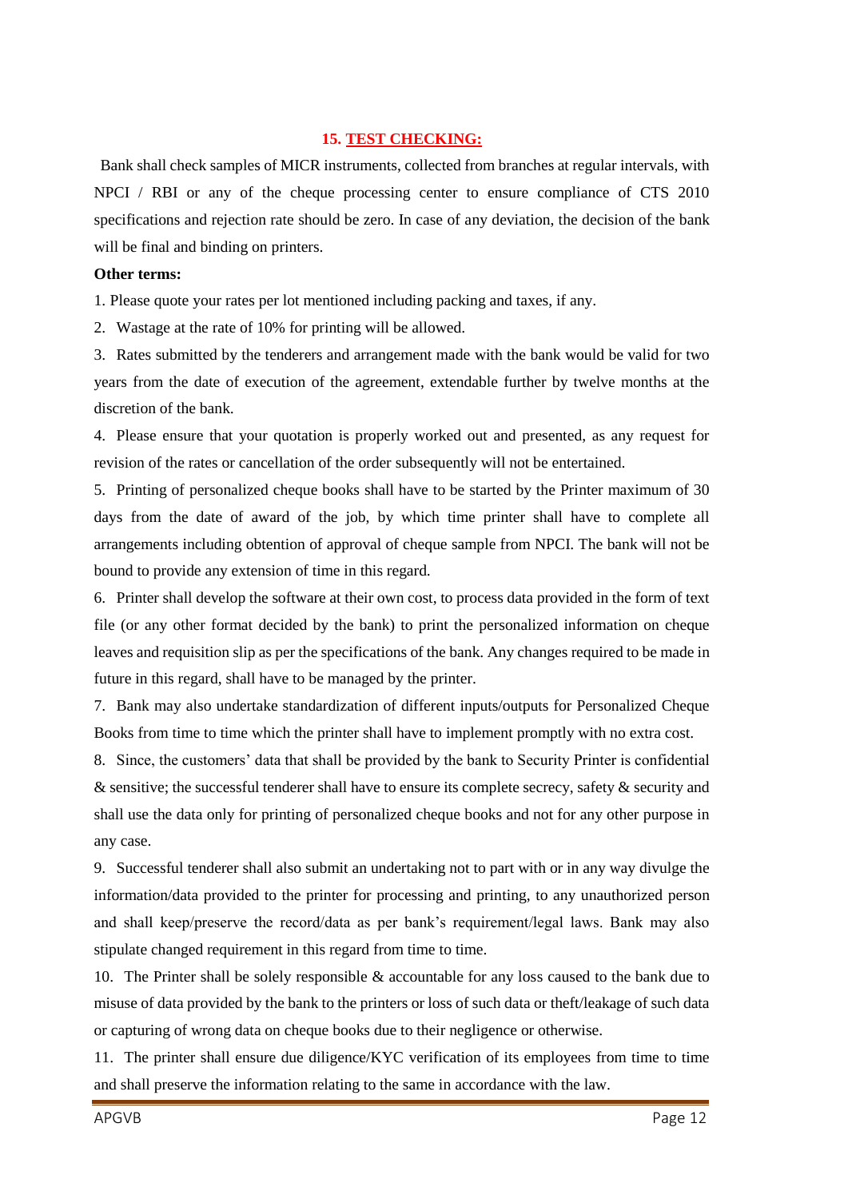## 15. TEST CHECKING:

Bank shall check samples of MICR instruments, collected from branches at regular intervals, with NPCI / RBI or any of the cheque processing center to ensure compliance of CTS 2010 specifications and rejection rate should be zero. In case of any deviation, the decision of the bank will be final and binding on printers.

**Other terms:**

1. Please quote your rates per lot mentioned including packing and taxes, if any.
2. Wastage at the rate of 10% for printing will be allowed.
3. Rates submitted by the tenderers and arrangement made with the bank would be valid for two years from the date of execution of the agreement, extendable further by twelve months at the discretion of the bank.
4. Please ensure that your quotation is properly worked out and presented, as any request for revision of the rates or cancellation of the order subsequently will not be entertained.
5. Printing of personalized cheque books shall have to be started by the Printer maximum of 30 days from the date of award of the job, by which time printer shall have to complete all arrangements including obtention of approval of cheque sample from NPCI. The bank will not be bound to provide any extension of time in this regard.
6. Printer shall develop the software at their own cost, to process data provided in the form of text file (or any other format decided by the bank) to print the personalized information on cheque leaves and requisition slip as per the specifications of the bank. Any changes required to be made in future in this regard, shall have to be managed by the printer.
7. Bank may also undertake standardization of different inputs/outputs for Personalized Cheque Books from time to time which the printer shall have to implement promptly with no extra cost.
8. Since, the customers' data that shall be provided by the bank to Security Printer is confidential & sensitive; the successful tenderer shall have to ensure its complete secrecy, safety & security and shall use the data only for printing of personalized cheque books and not for any other purpose in any case.
9. Successful tenderer shall also submit an undertaking not to part with or in any way divulge the information/data provided to the printer for processing and printing, to any unauthorized person and shall keep/preserve the record/data as per bank's requirement/legal laws. Bank may also stipulate changed requirement in this regard from time to time.
10. The Printer shall be solely responsible & accountable for any loss caused to the bank due to misuse of data provided by the bank to the printers or loss of such data or theft/leakage of such data or capturing of wrong data on cheque books due to their negligence or otherwise.
11. The printer shall ensure due diligence/KYC verification of its employees from time to time and shall preserve the information relating to the same in accordance with the law.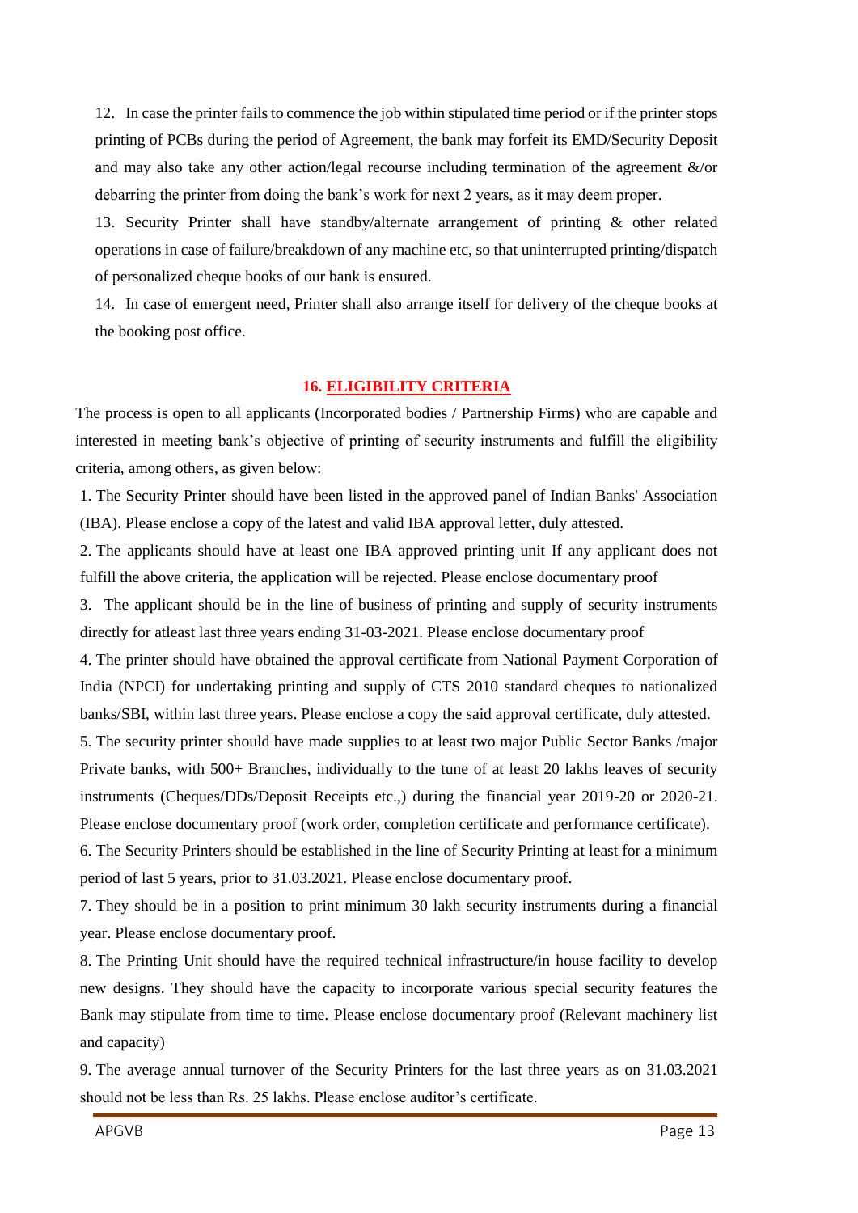12. In case the printer fails to commence the job within stipulated time period or if the printer stops printing of PCBs during the period of Agreement, the bank may forfeit its EMD/Security Deposit and may also take any other action/legal recourse including termination of the agreement &/or debarring the printer from doing the bank's work for next 2 years, as it may deem proper.

13. Security Printer shall have standby/alternate arrangement of printing & other related operations in case of failure/breakdown of any machine etc, so that uninterrupted printing/dispatch of personalized cheque books of our bank is ensured.

14. In case of emergent need, Printer shall also arrange itself for delivery of the cheque books at the booking post office.

## 16. ELIGIBILITY CRITERIA

The process is open to all applicants (Incorporated bodies / Partnership Firms) who are capable and interested in meeting bank's objective of printing of security instruments and fulfill the eligibility criteria, among others, as given below:

1. The Security Printer should have been listed in the approved panel of Indian Banks' Association (IBA). Please enclose a copy of the latest and valid IBA approval letter, duly attested.
2. The applicants should have at least one IBA approved printing unit If any applicant does not fulfill the above criteria, the application will be rejected. Please enclose documentary proof
3. The applicant should be in the line of business of printing and supply of security instruments directly for atleast last three years ending 31-03-2021. Please enclose documentary proof
4. The printer should have obtained the approval certificate from National Payment Corporation of India (NPCI) for undertaking printing and supply of CTS 2010 standard cheques to nationalized banks/SBI, within last three years. Please enclose a copy the said approval certificate, duly attested.
5. The security printer should have made supplies to at least two major Public Sector Banks /major Private banks, with 500+ Branches, individually to the tune of at least 20 lakhs leaves of security instruments (Cheques/DDs/Deposit Receipts etc.,) during the financial year 2019-20 or 2020-21. Please enclose documentary proof (work order, completion certificate and performance certificate).
6. The Security Printers should be established in the line of Security Printing at least for a minimum period of last 5 years, prior to 31.03.2021. Please enclose documentary proof.
7. They should be in a position to print minimum 30 lakh security instruments during a financial year. Please enclose documentary proof.
8. The Printing Unit should have the required technical infrastructure/in house facility to develop new designs. They should have the capacity to incorporate various special security features the Bank may stipulate from time to time. Please enclose documentary proof (Relevant machinery list and capacity)
9. The average annual turnover of the Security Printers for the last three years as on 31.03.2021 should not be less than Rs. 25 lakhs. Please enclose auditor's certificate.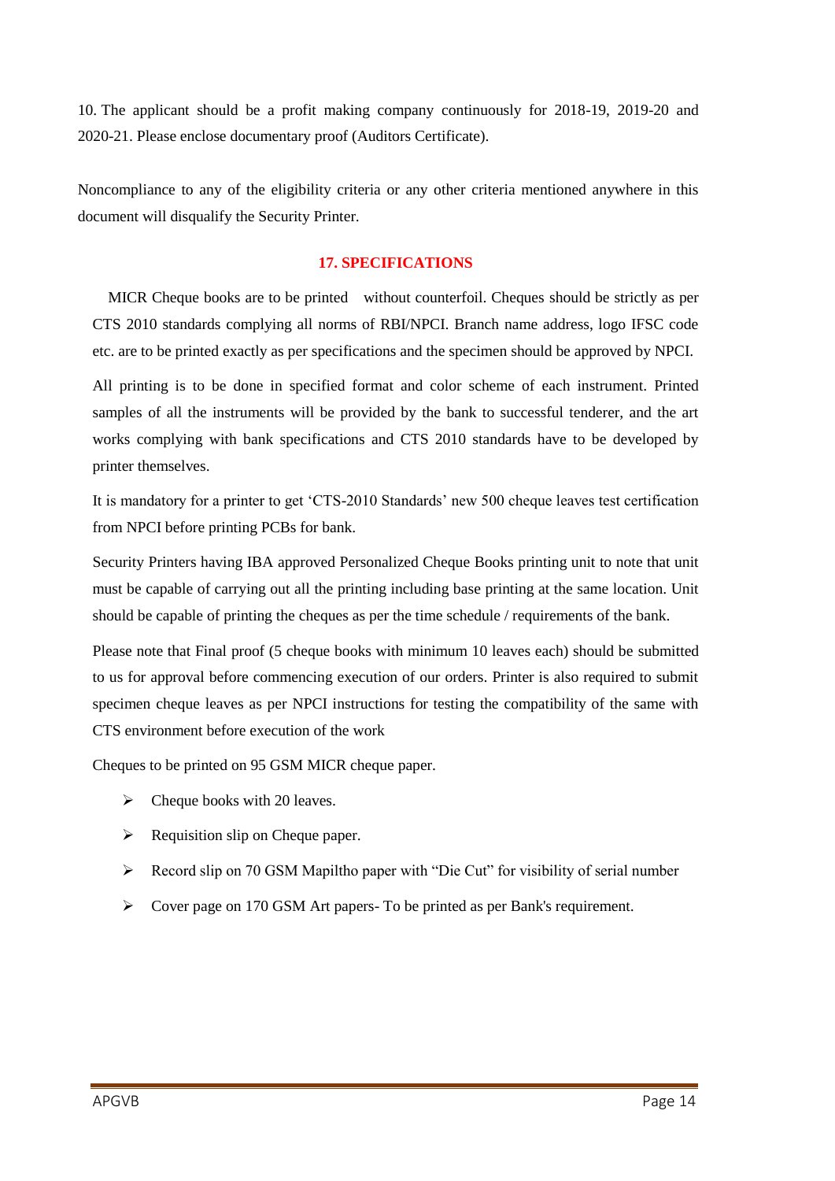10. The applicant should be a profit making company continuously for 2018-19, 2019-20 and 2020-21. Please enclose documentary proof (Auditors Certificate).

Noncompliance to any of the eligibility criteria or any other criteria mentioned anywhere in this document will disqualify the Security Printer.

## 17. SPECIFICATIONS

MICR Cheque books are to be printed without counterfoil. Cheques should be strictly as per CTS 2010 standards complying all norms of RBI/NPCI. Branch name address, logo IFSC code etc. are to be printed exactly as per specifications and the specimen should be approved by NPCI.

All printing is to be done in specified format and color scheme of each instrument. Printed samples of all the instruments will be provided by the bank to successful tenderer, and the art works complying with bank specifications and CTS 2010 standards have to be developed by printer themselves.

It is mandatory for a printer to get 'CTS-2010 Standards' new 500 cheque leaves test certification from NPCI before printing PCBs for bank.

Security Printers having IBA approved Personalized Cheque Books printing unit to note that unit must be capable of carrying out all the printing including base printing at the same location. Unit should be capable of printing the cheques as per the time schedule / requirements of the bank.

Please note that Final proof (5 cheque books with minimum 10 leaves each) should be submitted to us for approval before commencing execution of our orders. Printer is also required to submit specimen cheque leaves as per NPCI instructions for testing the compatibility of the same with CTS environment before execution of the work

Cheques to be printed on 95 GSM MICR cheque paper.

- Cheque books with 20 leaves.
- Requisition slip on Cheque paper.
- Record slip on 70 GSM Mapiltho paper with "Die Cut" for visibility of serial number
- Cover page on 170 GSM Art papers- To be printed as per Bank's requirement.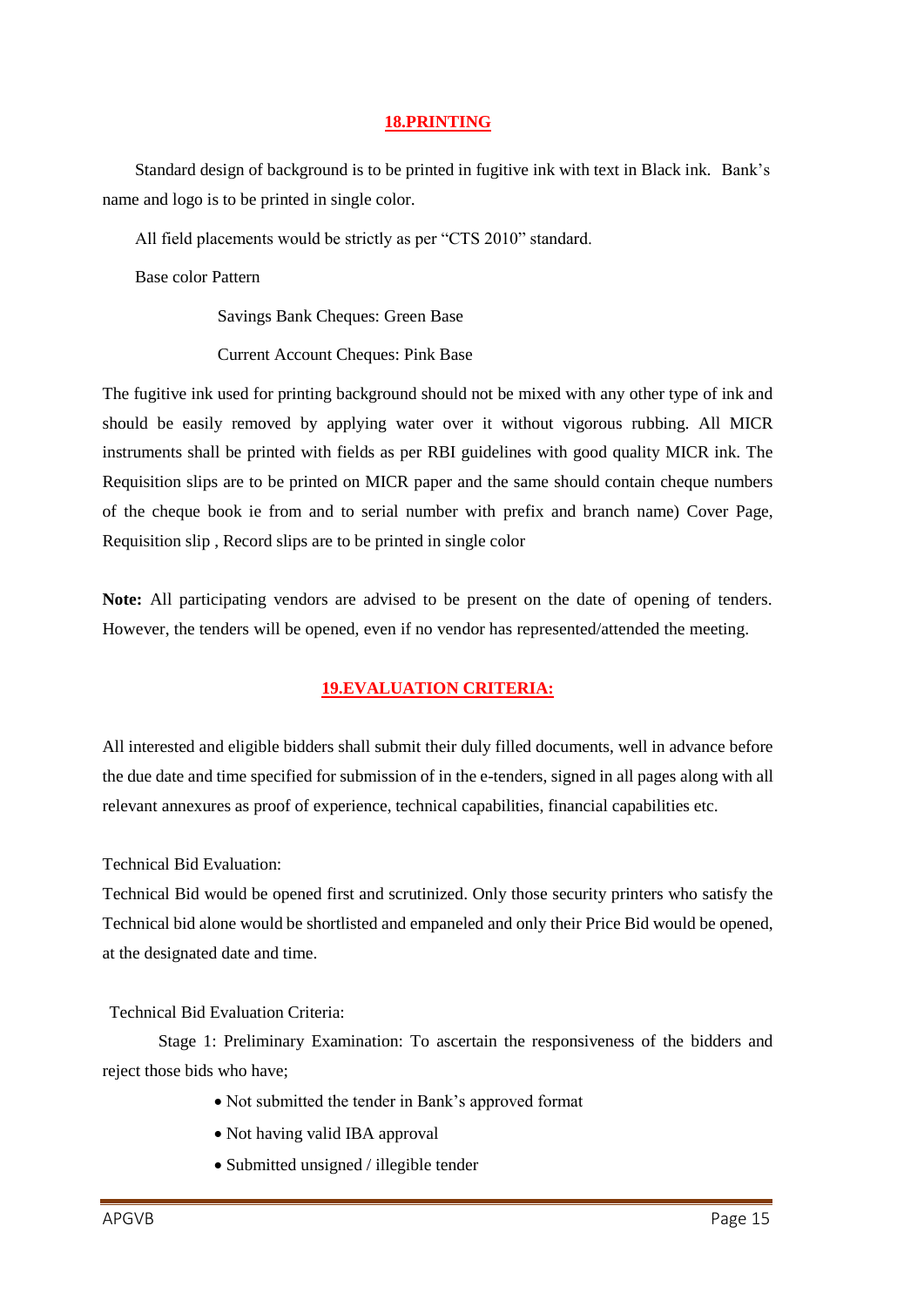## 18.PRINTING

Standard design of background is to be printed in fugitive ink with text in Black ink. Bank's name and logo is to be printed in single color.

All field placements would be strictly as per "CTS 2010" standard.

Base color Pattern

Savings Bank Cheques: Green Base

Current Account Cheques: Pink Base

The fugitive ink used for printing background should not be mixed with any other type of ink and should be easily removed by applying water over it without vigorous rubbing. All MICR instruments shall be printed with fields as per RBI guidelines with good quality MICR ink. The Requisition slips are to be printed on MICR paper and the same should contain cheque numbers of the cheque book ie from and to serial number with prefix and branch name) Cover Page, Requisition slip , Record slips are to be printed in single color

**Note:** All participating vendors are advised to be present on the date of opening of tenders. However, the tenders will be opened, even if no vendor has represented/attended the meeting.

## 19.EVALUATION CRITERIA:

All interested and eligible bidders shall submit their duly filled documents, well in advance before the due date and time specified for submission of in the e-tenders, signed in all pages along with all relevant annexures as proof of experience, technical capabilities, financial capabilities etc.

Technical Bid Evaluation:

Technical Bid would be opened first and scrutinized. Only those security printers who satisfy the Technical bid alone would be shortlisted and empaneled and only their Price Bid would be opened, at the designated date and time.

Technical Bid Evaluation Criteria:

Stage 1: Preliminary Examination: To ascertain the responsiveness of the bidders and reject those bids who have;

- Not submitted the tender in Bank's approved format
- Not having valid IBA approval
- Submitted unsigned / illegible tender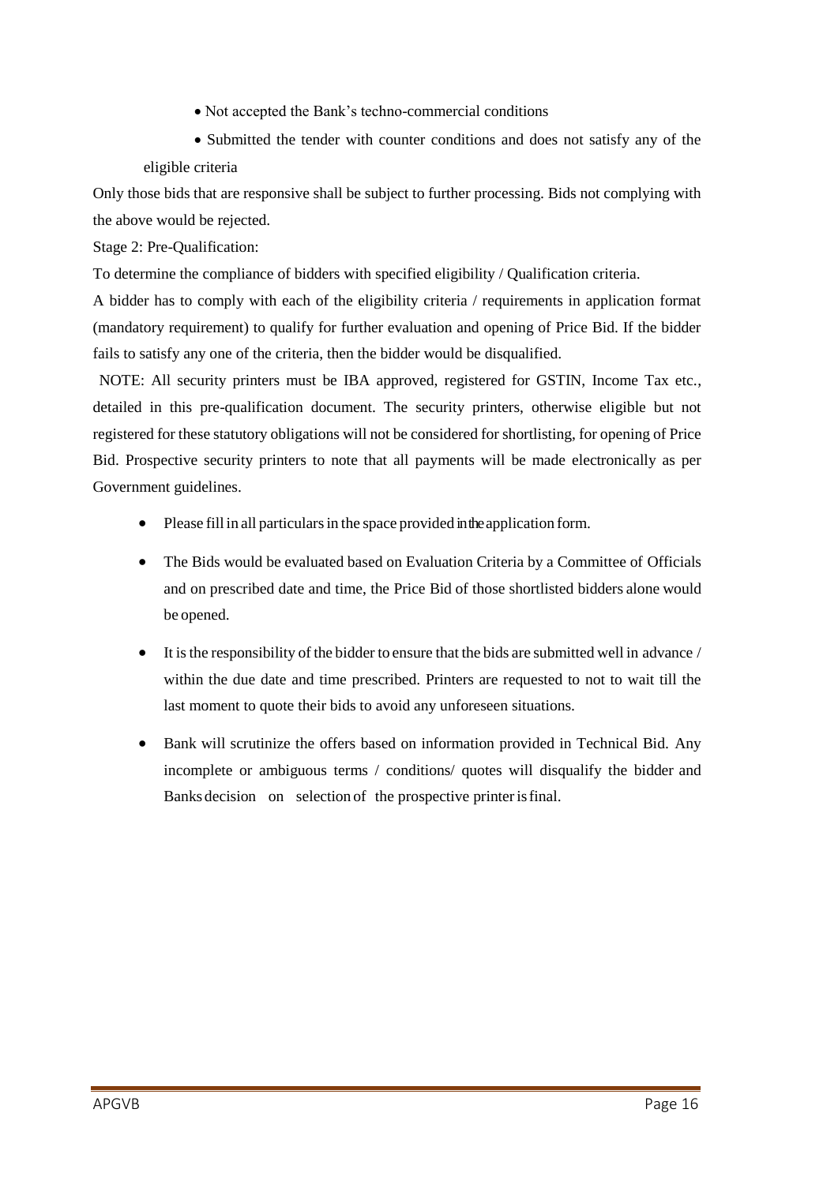- Not accepted the Bank's techno-commercial conditions
- Submitted the tender with counter conditions and does not satisfy any of the eligible criteria

Only those bids that are responsive shall be subject to further processing. Bids not complying with the above would be rejected.

Stage 2: Pre-Qualification:

To determine the compliance of bidders with specified eligibility / Qualification criteria.

A bidder has to comply with each of the eligibility criteria / requirements in application format (mandatory requirement) to qualify for further evaluation and opening of Price Bid. If the bidder fails to satisfy any one of the criteria, then the bidder would be disqualified.

NOTE: All security printers must be IBA approved, registered for GSTIN, Income Tax etc., detailed in this pre-qualification document. The security printers, otherwise eligible but not registered for these statutory obligations will not be considered for shortlisting, for opening of Price Bid. Prospective security printers to note that all payments will be made electronically as per Government guidelines.

- Please fill in all particulars in the space provided in the application form.
- The Bids would be evaluated based on Evaluation Criteria by a Committee of Officials and on prescribed date and time, the Price Bid of those shortlisted bidders alone would be opened.
- It is the responsibility of the bidder to ensure that the bids are submitted well in advance / within the due date and time prescribed. Printers are requested to not to wait till the last moment to quote their bids to avoid any unforeseen situations.
- Bank will scrutinize the offers based on information provided in Technical Bid. Any incomplete or ambiguous terms / conditions/ quotes will disqualify the bidder and Banks decision on selection of the prospective printer is final.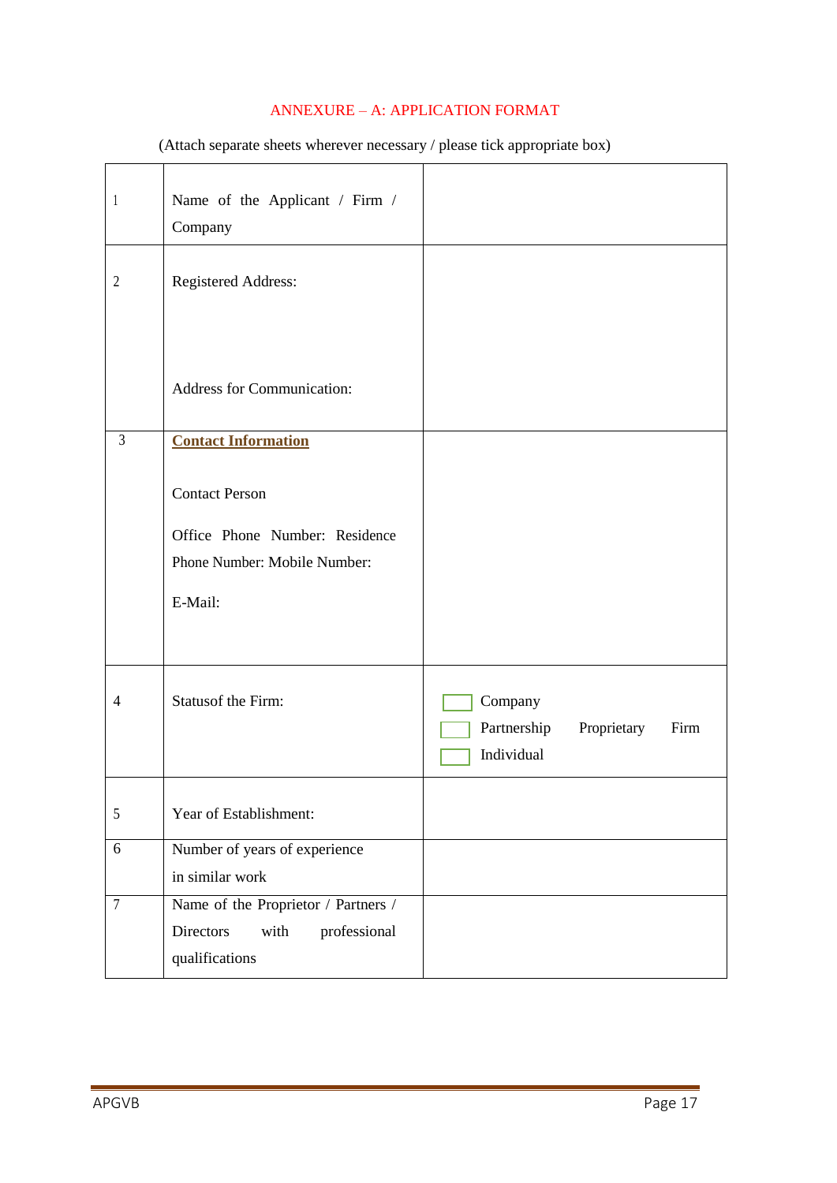ANNEXURE – A: APPLICATION FORMAT

(Attach separate sheets wherever necessary / please tick appropriate box)

| | | |
|---|---|---|
| 1 | Name of the Applicant / Firm / Company | |
| 2 | Registered Address:<br><br>Address for Communication: | |
| 3 | **Contact Information**<br><br>Contact Person<br><br>Office Phone Number: Residence Phone Number: Mobile Number:<br><br>E-Mail: | |
| 4 | Statusof the Firm: | ☐ Company<br>☐ Partnership Proprietary Firm<br>☐ Individual |
| 5 | Year of Establishment: | |
| 6 | Number of years of experience in similar work | |
| 7 | Name of the Proprietor / Partners / Directors with professional qualifications | |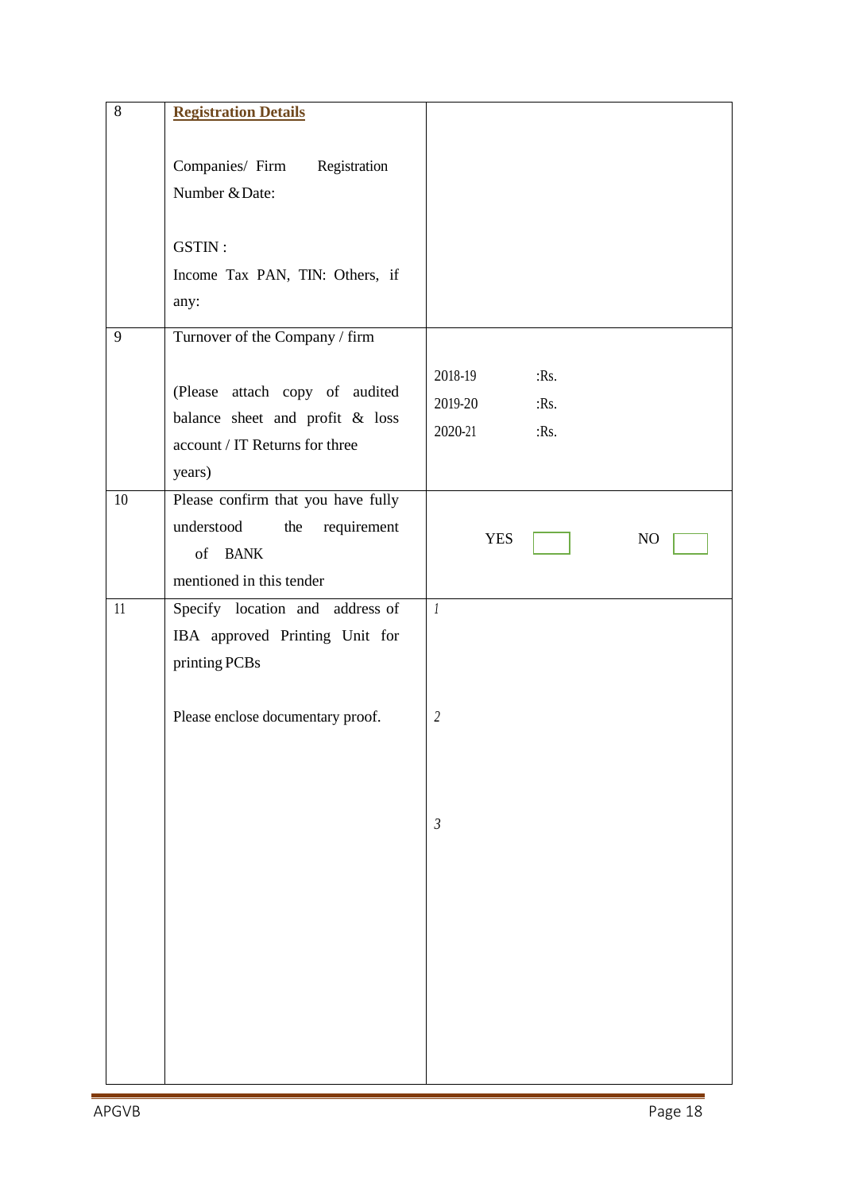| | | |
|---|---|---|
| 8 | **Registration Details**<br><br>Companies/ Firm Registration Number & Date:<br><br>GSTIN :<br>Income Tax PAN, TIN: Others, if any: | |
| 9 | Turnover of the Company / firm<br><br>(Please attach copy of audited balance sheet and profit & loss account / IT Returns for three years) | 2018-19 :Rs.<br>2019-20 :Rs.<br>2020-21 :Rs. |
| 10 | Please confirm that you have fully understood the requirement of BANK mentioned in this tender | YES ☐ NO ☐ |
| 11 | Specify location and address of IBA approved Printing Unit for printing PCBs<br><br>Please enclose documentary proof. | *1*<br><br>*2*<br><br>*3* |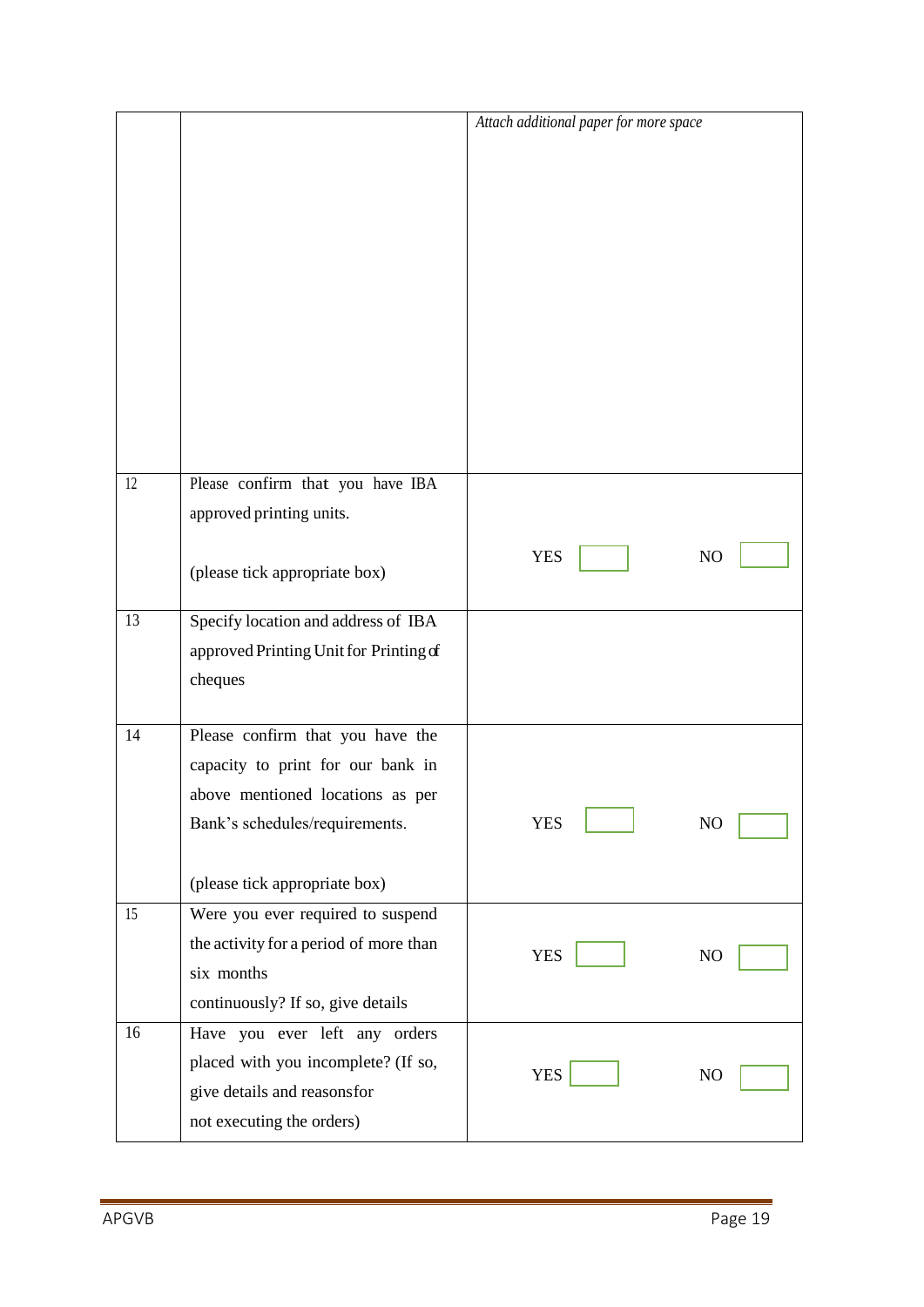| | | |
|---|---|---|
| | | *Attach additional paper for more space* |
| 12 | Please confirm that you have IBA approved printing units.<br><br>(please tick appropriate box) | YES ☐ NO ☐ |
| 13 | Specify location and address of IBA approved Printing Unit for Printing of cheques | |
| 14 | Please confirm that you have the capacity to print for our bank in above mentioned locations as per Bank's schedules/requirements.<br><br>(please tick appropriate box) | YES ☐ NO ☐ |
| 15 | Were you ever required to suspend the activity for a period of more than six months continuously? If so, give details | YES ☐ NO ☐ |
| 16 | Have you ever left any orders placed with you incomplete? (If so, give details and reasons for not executing the orders) | YES ☐ NO ☐ |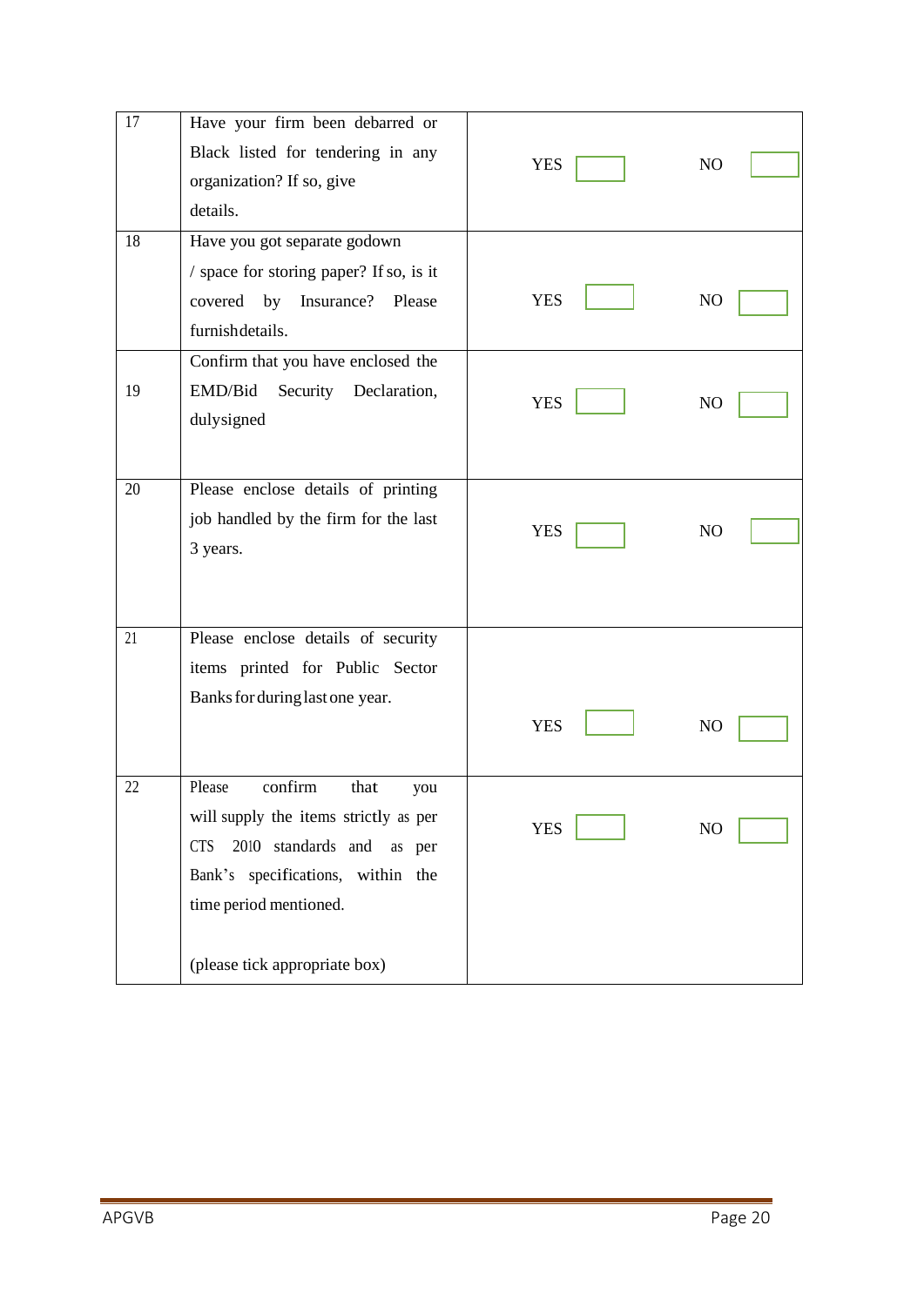| 17 | Have your firm been debarred or Black listed for tendering in any organization? If so, give details. | YES ☐ NO ☐ |
|---|---|---|
| 18 | Have you got separate godown / space for storing paper? If so, is it covered by Insurance? Please furnishdetails. | YES ☐ NO ☐ |
| 19 | Confirm that you have enclosed the EMD/Bid Security Declaration, dulysigned | YES ☐ NO ☐ |
| 20 | Please enclose details of printing job handled by the firm for the last 3 years. | YES ☐ NO ☐ |
| 21 | Please enclose details of security items printed for Public Sector Banks for during last one year. | YES ☐ NO ☐ |
| 22 | Please confirm that you will supply the items strictly as per CTS 2010 standards and as per Bank's specifications, within the time period mentioned.<br><br>(please tick appropriate box) | YES ☐ NO ☐ |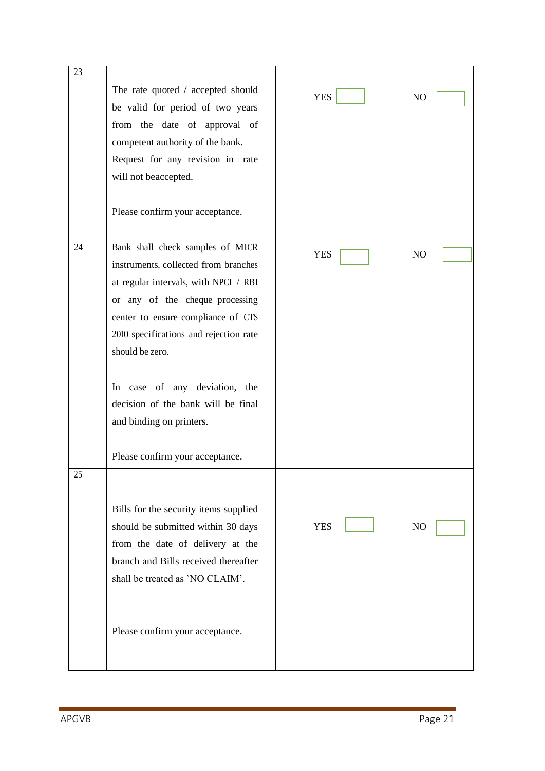| | | |
|---|---|---|
| 23 | The rate quoted / accepted should be valid for period of two years from the date of approval of competent authority of the bank. Request for any revision in rate will not beaccepted.<br><br>Please confirm your acceptance. | YES ☐ NO ☐ |
| 24 | Bank shall check samples of MICR instruments, collected from branches at regular intervals, with NPCI / RBI or any of the cheque processing center to ensure compliance of CTS 2010 specifications and rejection rate should be zero.<br><br>In case of any deviation, the decision of the bank will be final and binding on printers.<br><br>Please confirm your acceptance. | YES ☐ NO ☐ |
| 25 | Bills for the security items supplied should be submitted within 30 days from the date of delivery at the branch and Bills received thereafter shall be treated as `NO CLAIM'.<br><br>Please confirm your acceptance. | YES ☐ NO ☐ |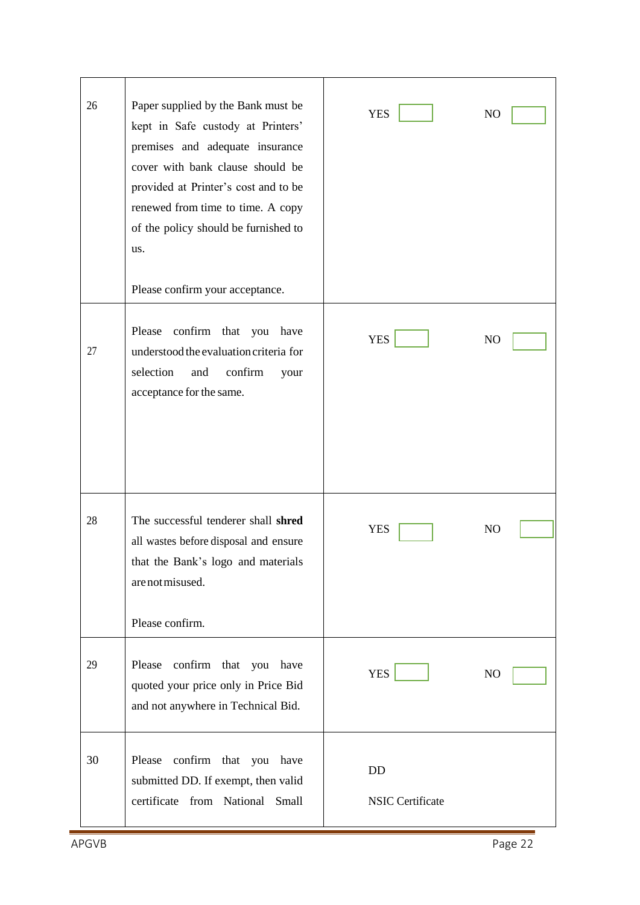| 26 | Paper supplied by the Bank must be kept in Safe custody at Printers' premises and adequate insurance cover with bank clause should be provided at Printer's cost and to be renewed from time to time. A copy of the policy should be furnished to us.<br><br>Please confirm your acceptance. | YES ☐ NO ☐ |
|---|---|---|
| 27 | Please confirm that you have understood the evaluation criteria for selection and confirm your acceptance for the same. | YES ☐ NO ☐ |
| 28 | The successful tenderer shall **shred** all wastes before disposal and ensure that the Bank's logo and materials are not misused.<br><br>Please confirm. | YES ☐ NO ☐ |
| 29 | Please confirm that you have quoted your price only in Price Bid and not anywhere in Technical Bid. | YES ☐ NO ☐ |
| 30 | Please confirm that you have submitted DD. If exempt, then valid certificate from National Small | DD<br><br>NSIC Certificate |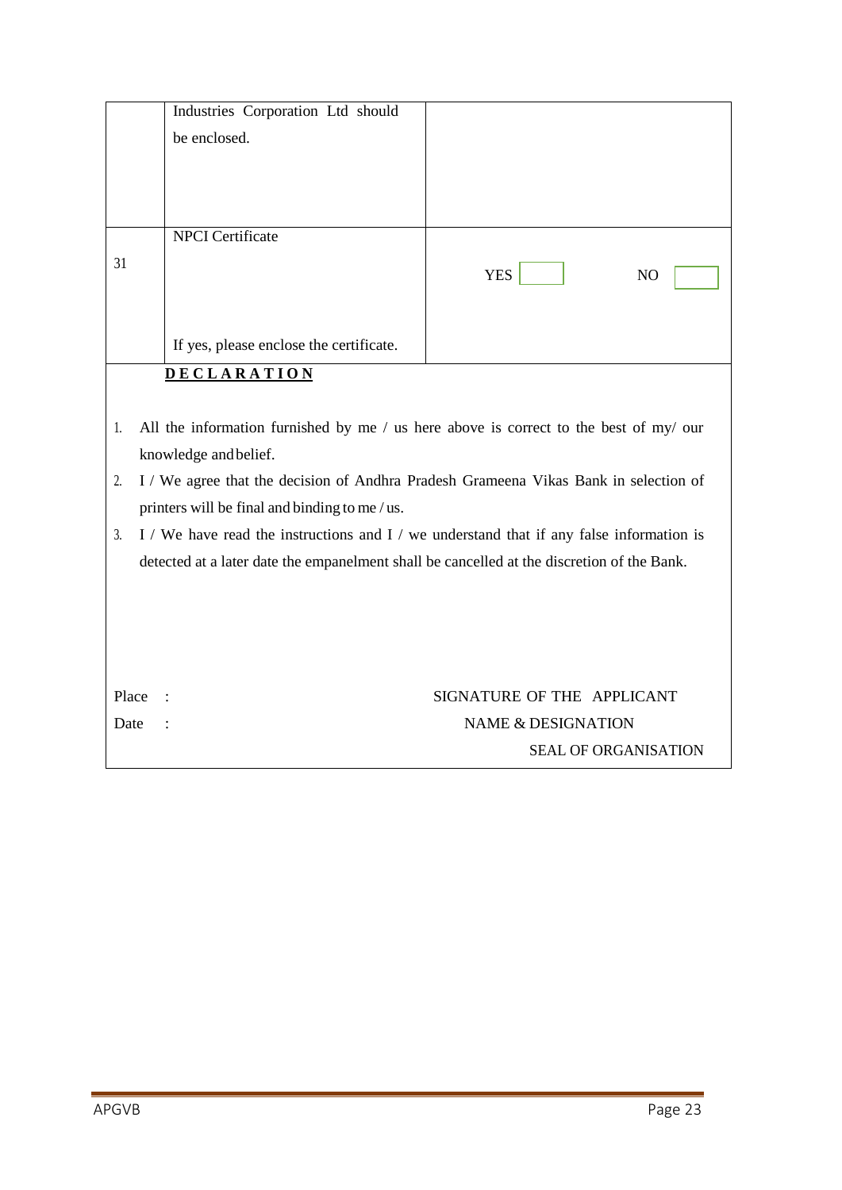|  |  |  |
|---|---|---|
|  | Industries Corporation Ltd should be enclosed. |  |
| 31 | NPCI Certificate<br><br>If yes, please enclose the certificate. | YES ☐ NO ☐ |

**DECLARATION**

1. All the information furnished by me / us here above is correct to the best of my/ our knowledge and belief.
2. I / We agree that the decision of Andhra Pradesh Grameena Vikas Bank in selection of printers will be final and binding to me / us.
3. I / We have read the instructions and I / we understand that if any false information is detected at a later date the empanelment shall be cancelled at the discretion of the Bank.

Place :

Date :

SIGNATURE OF THE APPLICANT

NAME & DESIGNATION

SEAL OF ORGANISATION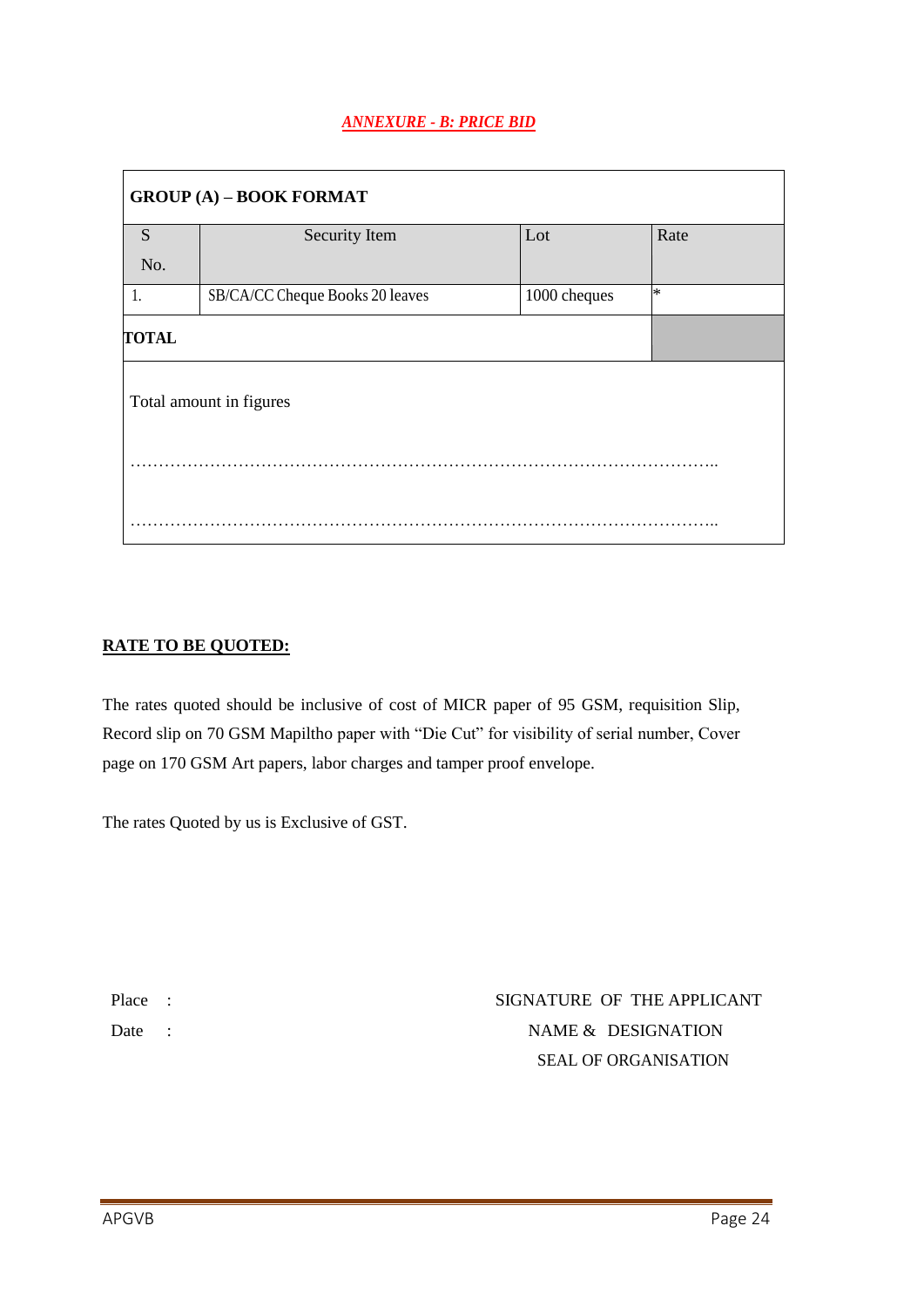***ANNEXURE - B: PRICE BID***

| GROUP (A) – BOOK FORMAT | | | |
|---|---|---|---|
| S No. | Security Item | Lot | Rate |
| 1. | SB/CA/CC Cheque Books 20 leaves | 1000 cheques | * |
| TOTAL | | | |
| Total amount in figures<br><br>…………………………………………………………………………………………..<br><br>………………………………………………………………………………………….. | | | |

**RATE TO BE QUOTED:**

The rates quoted should be inclusive of cost of MICR paper of 95 GSM, requisition Slip, Record slip on 70 GSM Mapiltho paper with "Die Cut" for visibility of serial number, Cover page on 170 GSM Art papers, labor charges and tamper proof envelope.

The rates Quoted by us is Exclusive of GST.

Place :

Date :

SIGNATURE OF THE APPLICANT

NAME & DESIGNATION

SEAL OF ORGANISATION